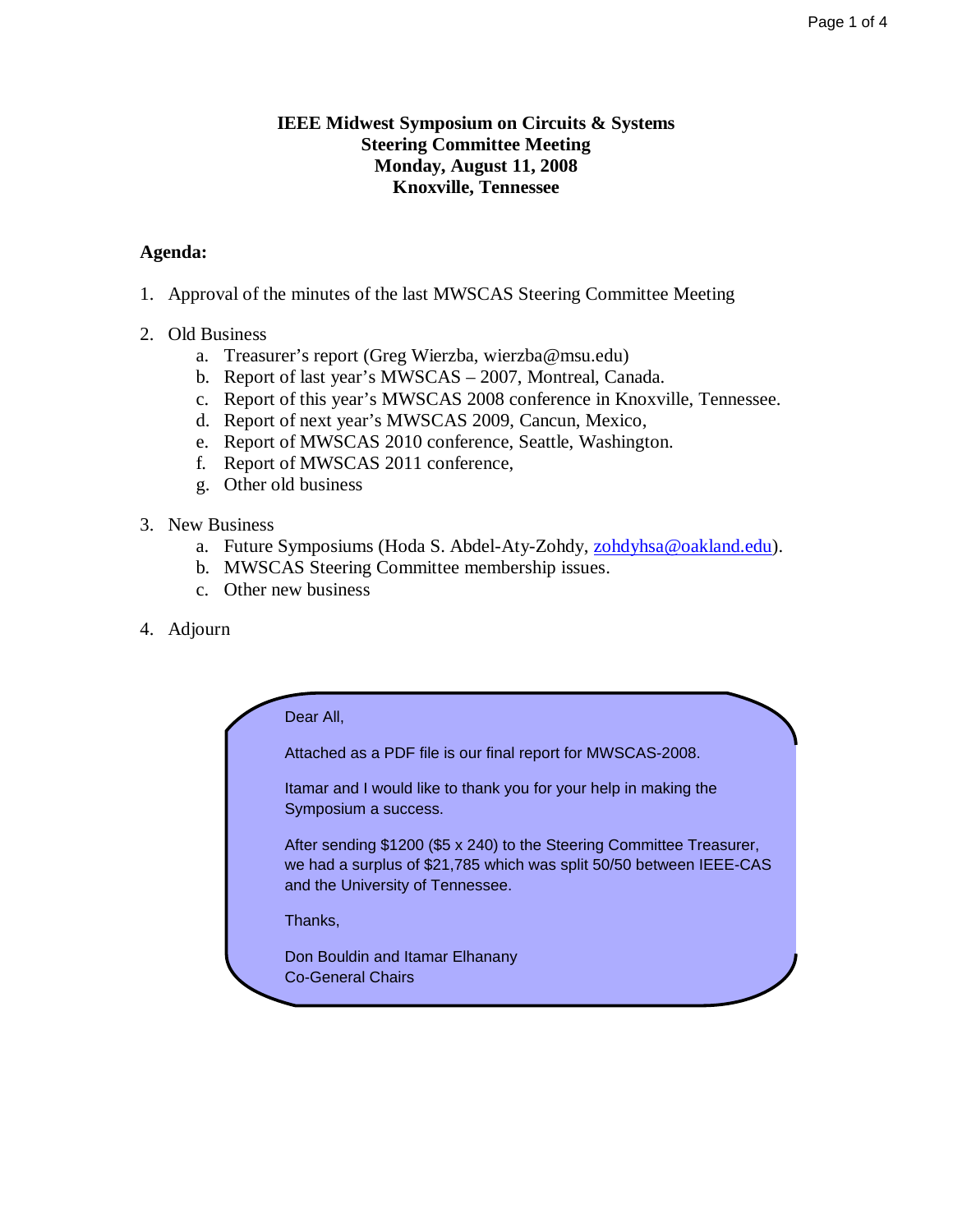**IEEE Midwest Symposium on Circuits & Systems**
**Steering Committee Meeting**
**Monday, August 11, 2008**
**Knoxville, Tennessee**

**Agenda:**

1. Approval of the minutes of the last MWSCAS Steering Committee Meeting

2. Old Business
   a. Treasurer's report (Greg Wierzba, wierzba@msu.edu)
   b. Report of last year's MWSCAS – 2007, Montreal, Canada.
   c. Report of this year's MWSCAS 2008 conference in Knoxville, Tennessee.
   d. Report of next year's MWSCAS 2009, Cancun, Mexico,
   e. Report of MWSCAS 2010 conference, Seattle, Washington.
   f. Report of MWSCAS 2011 conference,
   g. Other old business

3. New Business
   a. Future Symposiums (Hoda S. Abdel-Aty-Zohdy, zohdyhsa@oakland.edu).
   b. MWSCAS Steering Committee membership issues.
   c. Other new business

4. Adjourn

Dear All,

Attached as a PDF file is our final report for MWSCAS-2008.

Itamar and I would like to thank you for your help in making the Symposium a success.

After sending $1200 ($5 x 240) to the Steering Committee Treasurer, we had a surplus of $21,785 which was split 50/50 between IEEE-CAS and the University of Tennessee.

Thanks,

Don Bouldin and Itamar Elhanany
Co-General Chairs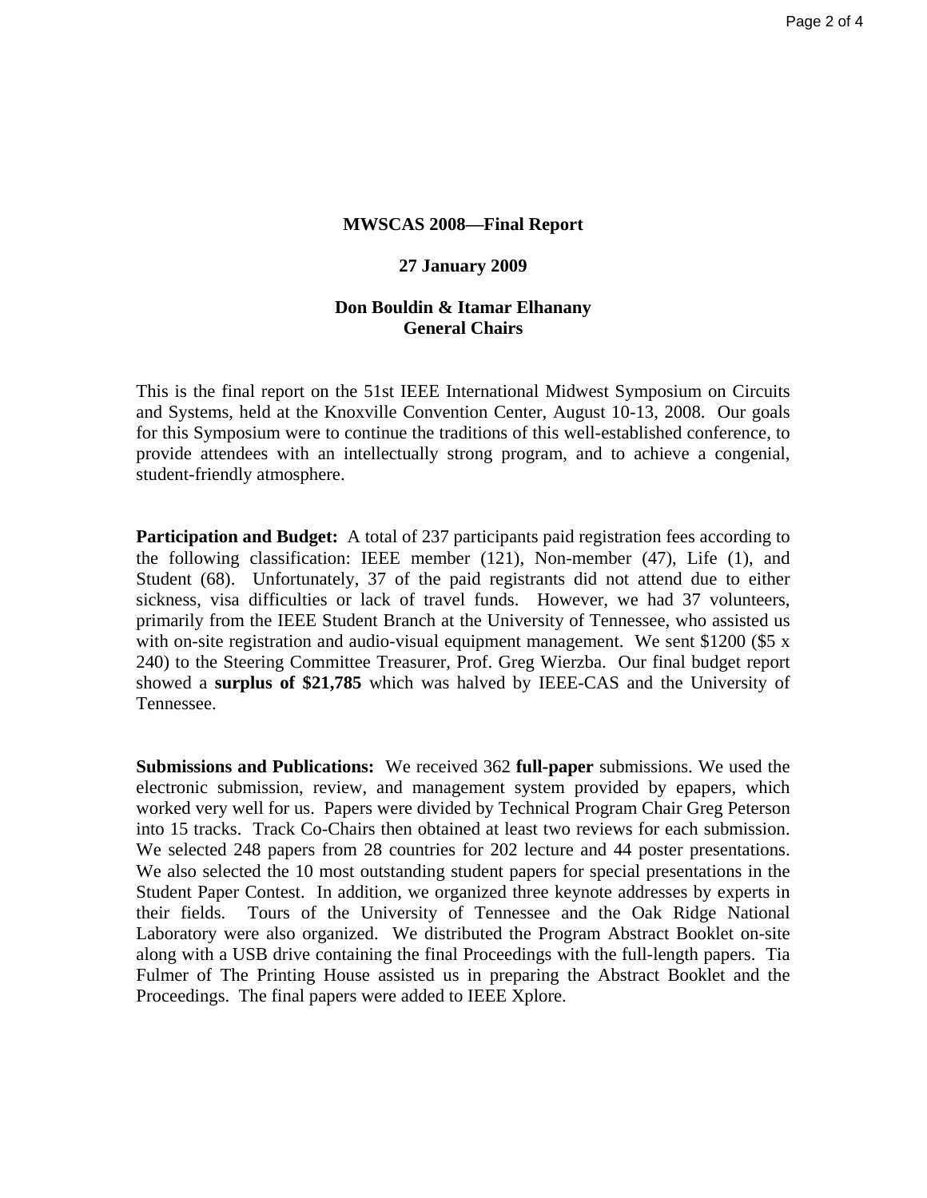**MWSCAS 2008—Final Report**

**27 January 2009**

**Don Bouldin & Itamar Elhanany**
**General Chairs**

This is the final report on the 51st IEEE International Midwest Symposium on Circuits and Systems, held at the Knoxville Convention Center, August 10-13, 2008. Our goals for this Symposium were to continue the traditions of this well-established conference, to provide attendees with an intellectually strong program, and to achieve a congenial, student-friendly atmosphere.

**Participation and Budget:** A total of 237 participants paid registration fees according to the following classification: IEEE member (121), Non-member (47), Life (1), and Student (68). Unfortunately, 37 of the paid registrants did not attend due to either sickness, visa difficulties or lack of travel funds. However, we had 37 volunteers, primarily from the IEEE Student Branch at the University of Tennessee, who assisted us with on-site registration and audio-visual equipment management. We sent $1200 ($5 x 240) to the Steering Committee Treasurer, Prof. Greg Wierzba. Our final budget report showed a **surplus of $21,785** which was halved by IEEE-CAS and the University of Tennessee.

**Submissions and Publications:** We received 362 **full-paper** submissions. We used the electronic submission, review, and management system provided by epapers, which worked very well for us. Papers were divided by Technical Program Chair Greg Peterson into 15 tracks. Track Co-Chairs then obtained at least two reviews for each submission. We selected 248 papers from 28 countries for 202 lecture and 44 poster presentations. We also selected the 10 most outstanding student papers for special presentations in the Student Paper Contest. In addition, we organized three keynote addresses by experts in their fields. Tours of the University of Tennessee and the Oak Ridge National Laboratory were also organized. We distributed the Program Abstract Booklet on-site along with a USB drive containing the final Proceedings with the full-length papers. Tia Fulmer of The Printing House assisted us in preparing the Abstract Booklet and the Proceedings. The final papers were added to IEEE Xplore.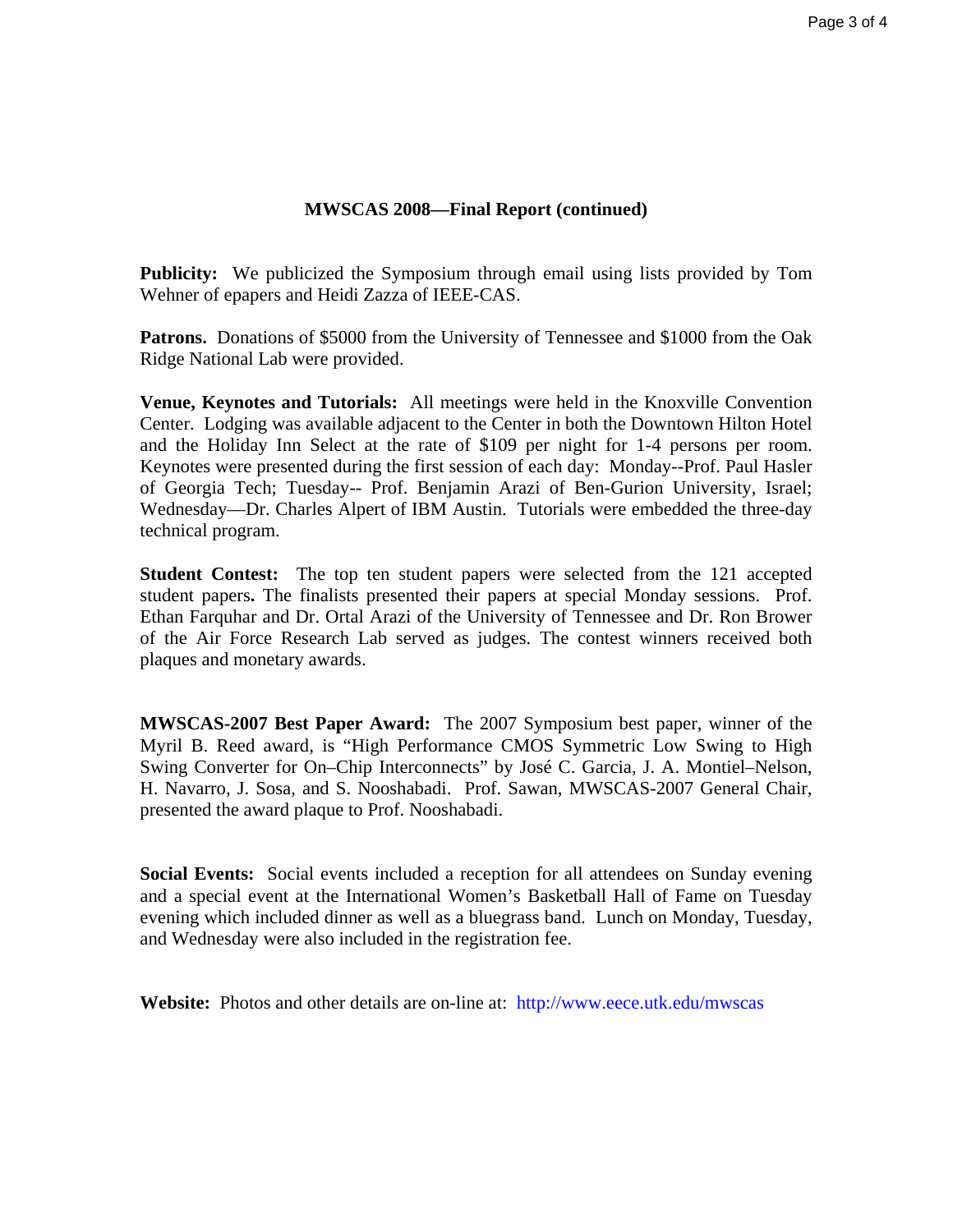## MWSCAS 2008—Final Report (continued)

**Publicity:** We publicized the Symposium through email using lists provided by Tom Wehner of epapers and Heidi Zazza of IEEE-CAS.

**Patrons.** Donations of $5000 from the University of Tennessee and $1000 from the Oak Ridge National Lab were provided.

**Venue, Keynotes and Tutorials:** All meetings were held in the Knoxville Convention Center. Lodging was available adjacent to the Center in both the Downtown Hilton Hotel and the Holiday Inn Select at the rate of $109 per night for 1-4 persons per room. Keynotes were presented during the first session of each day: Monday--Prof. Paul Hasler of Georgia Tech; Tuesday-- Prof. Benjamin Arazi of Ben-Gurion University, Israel; Wednesday—Dr. Charles Alpert of IBM Austin. Tutorials were embedded the three-day technical program.

**Student Contest:** The top ten student papers were selected from the 121 accepted student papers**.** The finalists presented their papers at special Monday sessions. Prof. Ethan Farquhar and Dr. Ortal Arazi of the University of Tennessee and Dr. Ron Brower of the Air Force Research Lab served as judges. The contest winners received both plaques and monetary awards.

**MWSCAS-2007 Best Paper Award:** The 2007 Symposium best paper, winner of the Myril B. Reed award, is "High Performance CMOS Symmetric Low Swing to High Swing Converter for On–Chip Interconnects" by José C. Garcia, J. A. Montiel–Nelson, H. Navarro, J. Sosa, and S. Nooshabadi. Prof. Sawan, MWSCAS-2007 General Chair, presented the award plaque to Prof. Nooshabadi.

**Social Events:** Social events included a reception for all attendees on Sunday evening and a special event at the International Women's Basketball Hall of Fame on Tuesday evening which included dinner as well as a bluegrass band. Lunch on Monday, Tuesday, and Wednesday were also included in the registration fee.

**Website:** Photos and other details are on-line at: http://www.eece.utk.edu/mwscas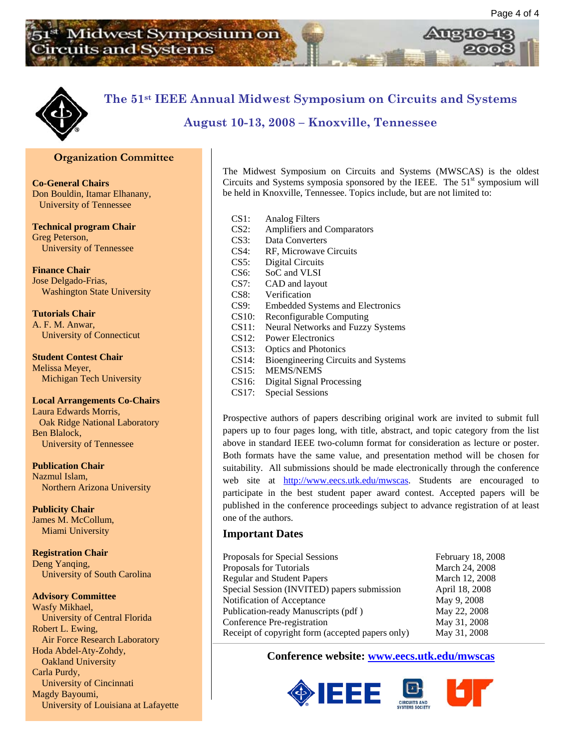# The 51st IEEE Annual Midwest Symposium on Circuits and Systems

## August 10-13, 2008 – Knoxville, Tennessee

### Organization Committee

**Co-General Chairs**
Don Bouldin, Itamar Elhanany,
University of Tennessee

**Technical program Chair**
Greg Peterson,
University of Tennessee

**Finance Chair**
Jose Delgado-Frias,
Washington State University

**Tutorials Chair**
A. F. M. Anwar,
University of Connecticut

**Student Contest Chair**
Melissa Meyer,
Michigan Tech University

**Local Arrangements Co-Chairs**
Laura Edwards Morris,
Oak Ridge National Laboratory
Ben Blalock,
University of Tennessee

**Publication Chair**
Nazmul Islam,
Northern Arizona University

**Publicity Chair**
James M. McCollum,
Miami University

**Registration Chair**
Deng Yanqing,
University of South Carolina

**Advisory Committee**
Wasfy Mikhael,
University of Central Florida
Robert L. Ewing,
Air Force Research Laboratory
Hoda Abdel-Aty-Zohdy,
Oakland University
Carla Purdy,
University of Cincinnati
Magdy Bayoumi,
University of Louisiana at Lafayette

The Midwest Symposium on Circuits and Systems (MWSCAS) is the oldest Circuits and Systems symposia sponsored by the IEEE. The 51st symposium will be held in Knoxville, Tennessee. Topics include, but are not limited to:

- CS1: Analog Filters
- CS2: Amplifiers and Comparators
- CS3: Data Converters
- CS4: RF, Microwave Circuits
- CS5: Digital Circuits
- CS6: SoC and VLSI
- CS7: CAD and layout
- CS8: Verification
- CS9: Embedded Systems and Electronics
- CS10: Reconfigurable Computing
- CS11: Neural Networks and Fuzzy Systems
- CS12: Power Electronics
- CS13: Optics and Photonics
- CS14: Bioengineering Circuits and Systems
- CS15: MEMS/NEMS
- CS16: Digital Signal Processing
- CS17: Special Sessions

Prospective authors of papers describing original work are invited to submit full papers up to four pages long, with title, abstract, and topic category from the list above in standard IEEE two-column format for consideration as lecture or poster. Both formats have the same value, and presentation method will be chosen for suitability. All submissions should be made electronically through the conference web site at http://www.eecs.utk.edu/mwscas. Students are encouraged to participate in the best student paper award contest. Accepted papers will be published in the conference proceedings subject to advance registration of at least one of the authors.

### Important Dates

| | |
|---|---|
| Proposals for Special Sessions | February 18, 2008 |
| Proposals for Tutorials | March 24, 2008 |
| Regular and Student Papers | March 12, 2008 |
| Special Session (INVITED) papers submission | April 18, 2008 |
| Notification of Acceptance | May 9, 2008 |
| Publication-ready Manuscripts (pdf ) | May 22, 2008 |
| Conference Pre-registration | May 31, 2008 |
| Receipt of copyright form (accepted papers only) | May 31, 2008 |

**Conference website: www.eecs.utk.edu/mwscas**